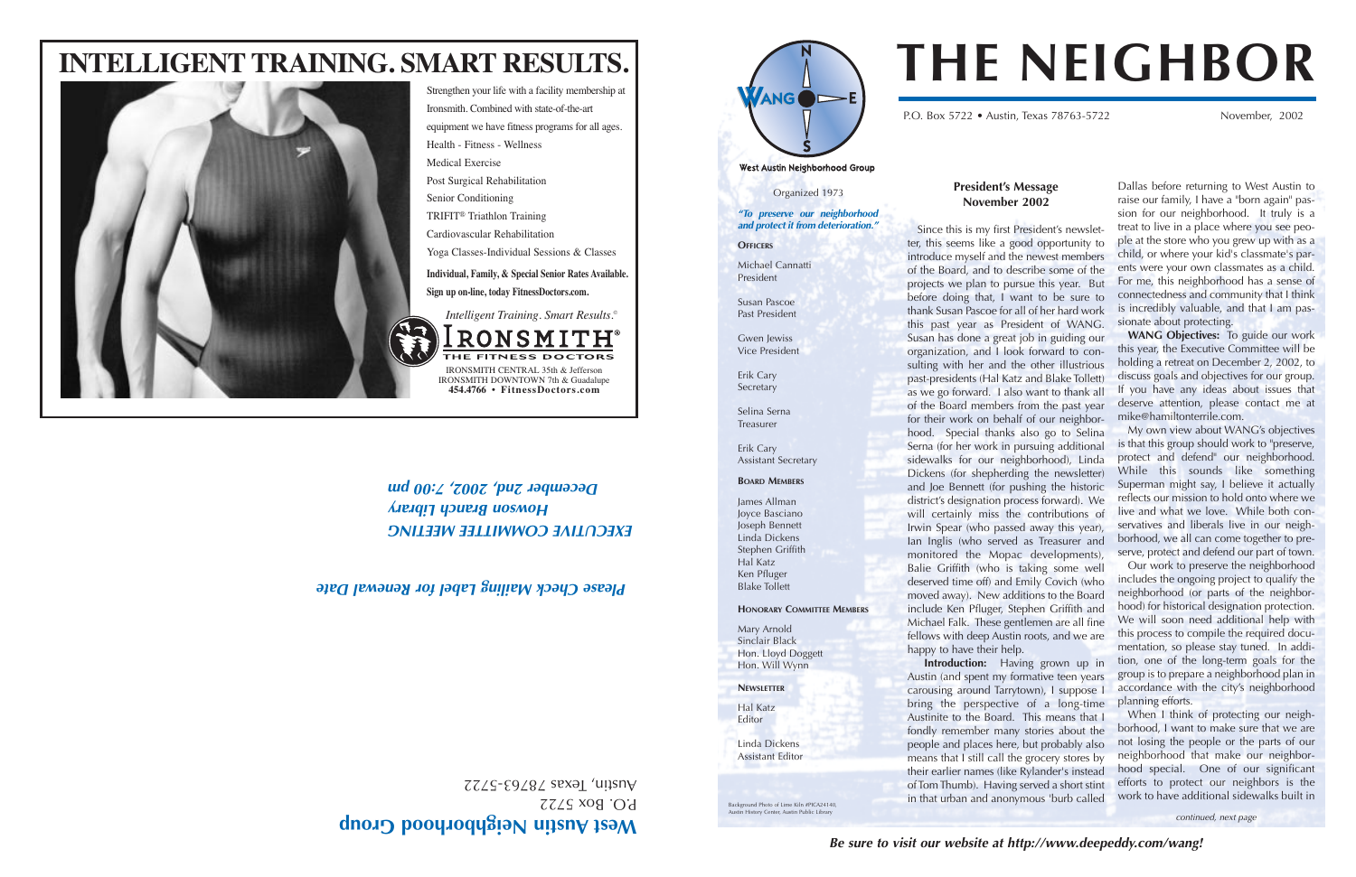# INTELLIGENT TRAINING. SMART RESULTS.

Strengthen your life with a facility membership at Ironsmith. Combined with state-of-the-art equipment we have fitness programs for all ages.

Health - Fitness - Wellness
Medical Exercise
Post Surgical Rehabilitation
Senior Conditioning
TRIFIT® Triathlon Training
Cardiovascular Rehabilitation
Yoga Classes-Individual Sessions & Classes

**Individual, Family, & Special Senior Rates Available.**
**Sign up on-line, today FitnessDoctors.com.**

*Intelligent Training. Smart Results.®*

IRONSMITH® THE FITNESS DOCTORS

IRONSMITH CENTRAL 35th & Jefferson
IRONSMITH DOWNTOWN 7th & Guadalupe
**454.4766 • FitnessDoctors.com**

***EXECUTIVE COMMITTEE MEETING***
***Howson Branch Library***
***December 2nd, 2002, 7:00 pm***

***Please Check Mailing Label for Renewal Date***

**West Austin Neighborhood Group**
P.O. Box 5722
Austin, Texas 78763-5722

---

# THE NEIGHBOR

P.O. Box 5722 • Austin, Texas 78763-5722 — November, 2002

**West Austin Neighborhood Group**

Organized 1973

***"To preserve our neighborhood and protect it from deterioration."***

**OFFICERS**

Michael Cannatti
President

Susan Pascoe
Past President

Gwen Jewiss
Vice President

Erik Cary
Secretary

Selina Serna
Treasurer

Erik Cary
Assistant Secretary

**BOARD MEMBERS**

James Allman
Joyce Basciano
Joseph Bennett
Linda Dickens
Stephen Griffith
Hal Katz
Ken Pfluger
Blake Tollett

**HONORARY COMMITTEE MEMBERS**

Mary Arnold
Sinclair Black
Hon. Lloyd Doggett
Hon. Will Wynn

**NEWSLETTER**

Hal Katz
Editor

Linda Dickens
Assistant Editor

Background Photo of Lime Kiln #PICA24140, Austin History Center, Austin Public Library

## President's Message November 2002

Since this is my first President's newsletter, this seems like a good opportunity to introduce myself and the newest members of the Board, and to describe some of the projects we plan to pursue this year. But before doing that, I want to be sure to thank Susan Pascoe for all of her hard work this past year as President of WANG. Susan has done a great job in guiding our organization, and I look forward to consulting with her and the other illustrious past-presidents (Hal Katz and Blake Tollett) as we go forward. I also want to thank all of the Board members from the past year for their work on behalf of our neighborhood. Special thanks also go to Selina Serna (for her work in pursuing additional sidewalks for our neighborhood), Linda Dickens (for shepherding the newsletter) and Joe Bennett (for pushing the historic district's designation process forward). We will certainly miss the contributions of Irwin Spear (who passed away this year), Ian Inglis (who served as Treasurer and monitored the Mopac developments), Balie Griffith (who is taking some well deserved time off) and Emily Covich (who moved away). New additions to the Board include Ken Pfluger, Stephen Griffith and Michael Falk. These gentlemen are all fine fellows with deep Austin roots, and we are happy to have their help.

**Introduction:** Having grown up in Austin (and spent my formative teen years carousing around Tarrytown), I suppose I bring the perspective of a long-time Austinite to the Board. This means that I fondly remember many stories about the people and places here, but probably also means that I still call the grocery stores by their earlier names (like Rylander's instead of Tom Thumb). Having served a short stint in that urban and anonymous 'burb called Dallas before returning to West Austin to raise our family, I have a "born again" passion for our neighborhood. It truly is a treat to live in a place where you see people at the store who you grew up with as a child, or where your kid's classmate's parents were your own classmates as a child. For me, this neighborhood has a sense of connectedness and community that I think is incredibly valuable, and that I am passionate about protecting.

**WANG Objectives:** To guide our work this year, the Executive Committee will be holding a retreat on December 2, 2002, to discuss goals and objectives for our group. If you have any ideas about issues that deserve attention, please contact me at mike@hamiltonterrile.com.

My own view about WANG's objectives is that this group should work to "preserve, protect and defend" our neighborhood. While this sounds like something Superman might say, I believe it actually reflects our mission to hold onto where we live and what we love. While both conservatives and liberals live in our neighborhood, we all can come together to preserve, protect and defend our part of town.

Our work to preserve the neighborhood includes the ongoing project to qualify the neighborhood (or parts of the neighborhood) for historical designation protection. We will soon need additional help with this process to compile the required documentation, so please stay tuned. In addition, one of the long-term goals for the group is to prepare a neighborhood plan in accordance with the city's neighborhood planning efforts.

When I think of protecting our neighborhood, I want to make sure that we are not losing the people or the parts of our neighborhood that make our neighborhood special. One of our significant efforts to protect our neighbors is the work to have additional sidewalks built in

*continued, next page*

***Be sure to visit our website at http://www.deepeddy.com/wang!***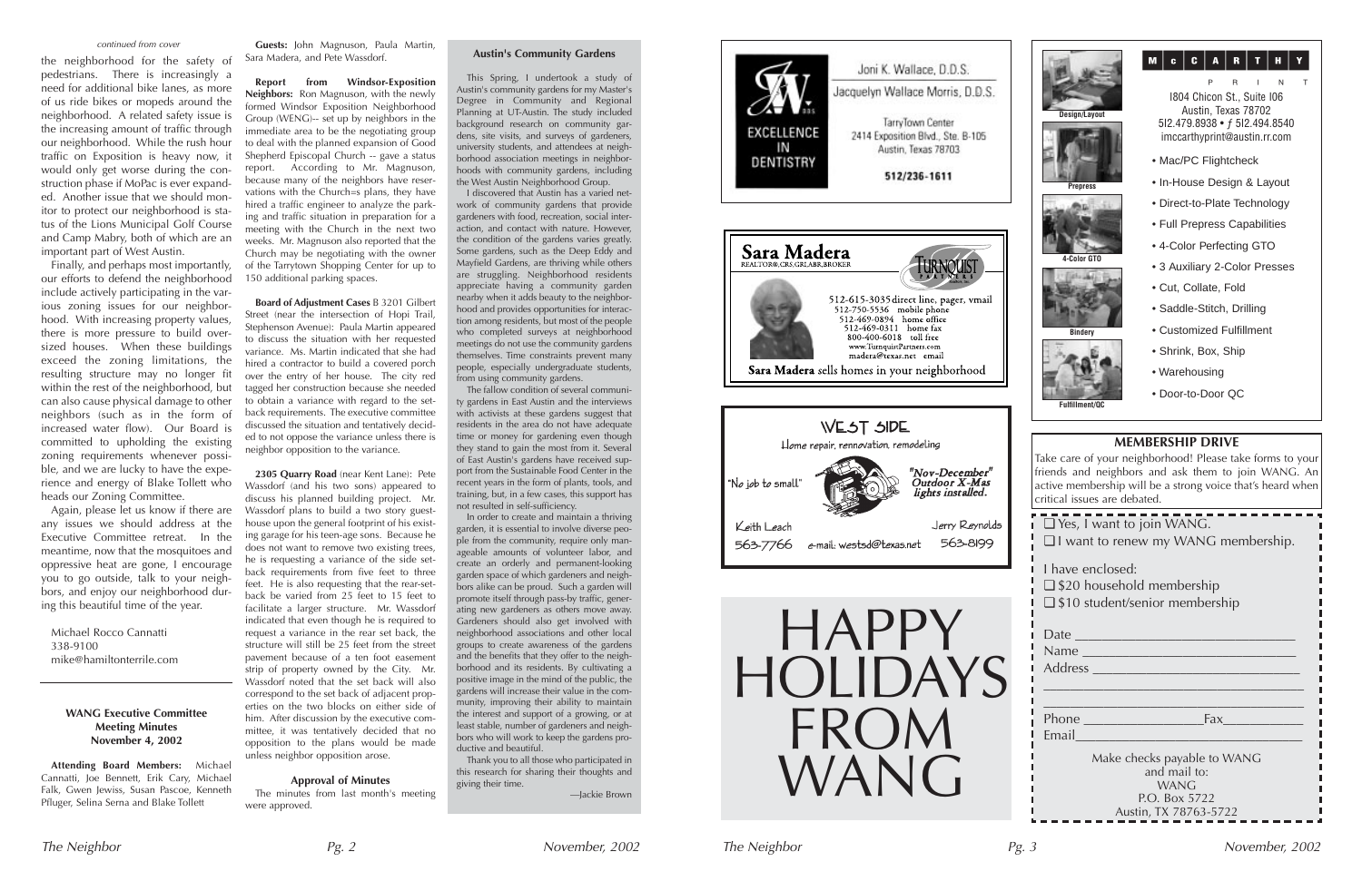*continued from cover*

the neighborhood for the safety of pedestrians. There is increasingly a need for additional bike lanes, as more of us ride bikes or mopeds around the neighborhood. A related safety issue is the increasing amount of traffic through our neighborhood. While the rush hour traffic on Exposition is heavy now, it would only get worse during the construction phase if MoPac is ever expanded. Another issue that we should monitor to protect our neighborhood is status of the Lions Municipal Golf Course and Camp Mabry, both of which are an important part of West Austin.

Finally, and perhaps most importantly, our efforts to defend the neighborhood include actively participating in the various zoning issues for our neighborhood. With increasing property values, there is more pressure to build oversized houses. When these buildings exceed the zoning limitations, the resulting structure may no longer fit within the rest of the neighborhood, but can also cause physical damage to other neighbors (such as in the form of increased water flow). Our Board is committed to upholding the existing zoning requirements whenever possible, and we are lucky to have the experience and energy of Blake Tollett who heads our Zoning Committee.

Again, please let us know if there are any issues we should address at the Executive Committee retreat. In the meantime, now that the mosquitoes and oppressive heat are gone, I encourage you to go outside, talk to your neighbors, and enjoy our neighborhood during this beautiful time of the year.

Michael Rocco Cannatti
338-9100
mike@hamiltonterrile.com

---

### WANG Executive Committee Meeting Minutes November 4, 2002

**Attending Board Members:** Michael Cannatti, Joe Bennett, Erik Cary, Michael Falk, Gwen Jewiss, Susan Pascoe, Kenneth Pfluger, Selina Serna and Blake Tollett

**Guests:** John Magnuson, Paula Martin, Sara Madera, and Pete Wassdorf.

**Report from Windsor-Exposition Neighbors:** Ron Magnuson, with the newly formed Windsor Exposition Neighborhood Group (WENG)-- set up by neighbors in the immediate area to be the negotiating group to deal with the planned expansion of Good Shepherd Episcopal Church -- gave a status report. According to Mr. Magnuson, because many of the neighbors have reservations with the Church=s plans, they have hired a traffic engineer to analyze the parking and traffic situation in preparation for a meeting with the Church in the next two weeks. Mr. Magnuson also reported that the Church may be negotiating with the owner of the Tarrytown Shopping Center for up to 150 additional parking spaces.

**Board of Adjustment Cases** B 3201 Gilbert Street (near the intersection of Hopi Trail, Stephenson Avenue): Paula Martin appeared to discuss the situation with her requested variance. Ms. Martin indicated that she had hired a contractor to build a covered porch over the entry of her house. The city red tagged her construction because she needed to obtain a variance with regard to the setback requirements. The executive committee discussed the situation and tentatively decided to not oppose the variance unless there is neighbor opposition to the variance.

**2305 Quarry Road** (near Kent Lane): Pete Wassdorf (and his two sons) appeared to discuss his planned building project. Mr. Wassdorf plans to build a two story guesthouse upon the general footprint of his existing garage for his teen-age sons. Because he does not want to remove two existing trees, he is requesting a variance of the side setback requirements from five feet to three feet. He is also requesting that the rear-setback be varied from 25 feet to 15 feet to facilitate a larger structure. Mr. Wassdorf indicated that even though he is required to request a variance in the rear set back, the structure will still be 25 feet from the street pavement because of a ten foot easement strip of property owned by the City. Mr. Wassdorf noted that the set back will also correspond to the set back of adjacent properties on the two blocks on either side of him. After discussion by the executive committee, it was tentatively decided that no opposition to the plans would be made unless neighbor opposition arose.

#### Approval of Minutes

The minutes from last month's meeting were approved.

---

### Austin's Community Gardens

This Spring, I undertook a study of Austin's community gardens for my Master's Degree in Community and Regional Planning at UT-Austin. The study included background research on community gardens, site visits, and surveys of gardeners, university students, and attendees at neighborhood association meetings in neighborhoods with community gardens, including the West Austin Neighborhood Group.

I discovered that Austin has a varied network of community gardens that provide gardeners with food, recreation, social interaction, and contact with nature. However, the condition of the gardens varies greatly. Some gardens, such as the Deep Eddy and Mayfield Gardens, are thriving while others are struggling. Neighborhood residents appreciate having a community garden nearby when it adds beauty to the neighborhood and provides opportunities for interaction among residents, but most of the people who completed surveys at neighborhood meetings do not use the community gardens themselves. Time constraints prevent many people, especially undergraduate students, from using community gardens.

The fallow condition of several community gardens in East Austin and the interviews with activists at these gardens suggest that residents in the area do not have adequate time or money for gardening even though they stand to gain the most from it. Several of East Austin's gardens have received support from the Sustainable Food Center in the recent years in the form of plants, tools, and training, but, in a few cases, this support has not resulted in self-sufficiency.

In order to create and maintain a thriving garden, it is essential to involve diverse people from the community, require only manageable amounts of volunteer labor, and create an orderly and permanent-looking garden space of which gardeners and neighbors alike can be proud. Such a garden will promote itself through pass-by traffic, generating new gardeners as others move away. Gardeners should also get involved with neighborhood associations and other local groups to create awareness of the gardens and the benefits that they offer to the neighborhood and its residents. By cultivating a positive image in the mind of the public, the gardens will increase their value in the community, improving their ability to maintain the interest and support of a growing, or at least stable, number of gardeners and neighbors who will work to keep the gardens productive and beautiful.

Thank you to all those who participated in this research for sharing their thoughts and giving their time.

—Jackie Brown

---

Joni K. Wallace, D.D.S.
Jacquelyn Wallace Morris, D.D.S.

EXCELLENCE IN DENTISTRY

TarryTown Center
2414 Exposition Blvd., Ste. B-105
Austin, Texas 78703

512/236-1611

---

**Sara Madera**
REALTOR®,CRS,GRI,ABR,BROKER

TURNQUIST PARTNERS

512-615-3035 direct line, pager, vmail
512-750-5536 mobile phone
512-469-0894 home office
512-469-0311 home fax
800-400-6018 toll free
www.TurnquistPartners.com
madera@texas.net email

**Sara Madera** sells homes in your neighborhood

---

WEST SIDE
Home repair, renovation, remodeling

"No job to small"

*"Nov-December" Outdoor X-Mas lights installed.*

Keith Leach 563-7766
e-mail: westsd@texas.net
Jerry Reynolds 563-8199

---

# HAPPY HOLIDAYS FROM WANG

---

McCARTHY PRINT

1804 Chicon St., Suite 106
Austin, Texas 78702
512.479.8938 • ƒ 512.494.8540
imccarthyprint@austin.rr.com

Design/Layout · Prepress · 4-Color GTO · Bindery · Fulfillment/QC

- Mac/PC Flightcheck
- In-House Design & Layout
- Direct-to-Plate Technology
- Full Prepress Capabilities
- 4-Color Perfecting GTO
- 3 Auxiliary 2-Color Presses
- Cut, Collate, Fold
- Saddle-Stitch, Drilling
- Customized Fulfillment
- Shrink, Box, Ship
- Warehousing
- Door-to-Door QC

---

### MEMBERSHIP DRIVE

Take care of your neighborhood! Please take forms to your friends and neighbors and ask them to join WANG. An active membership will be a strong voice that's heard when critical issues are debated.

❑ Yes, I want to join WANG.
❑ I want to renew my WANG membership.

I have enclosed:
❑ $20 household membership
❑ $10 student/senior membership

Date ______________________________
Name ______________________________
Address ____________________________
____________________________________
____________________________________
Phone ________________Fax___________
Email_______________________________

Make checks payable to WANG
and mail to:
WANG
P.O. Box 5722
Austin, TX 78763-5722